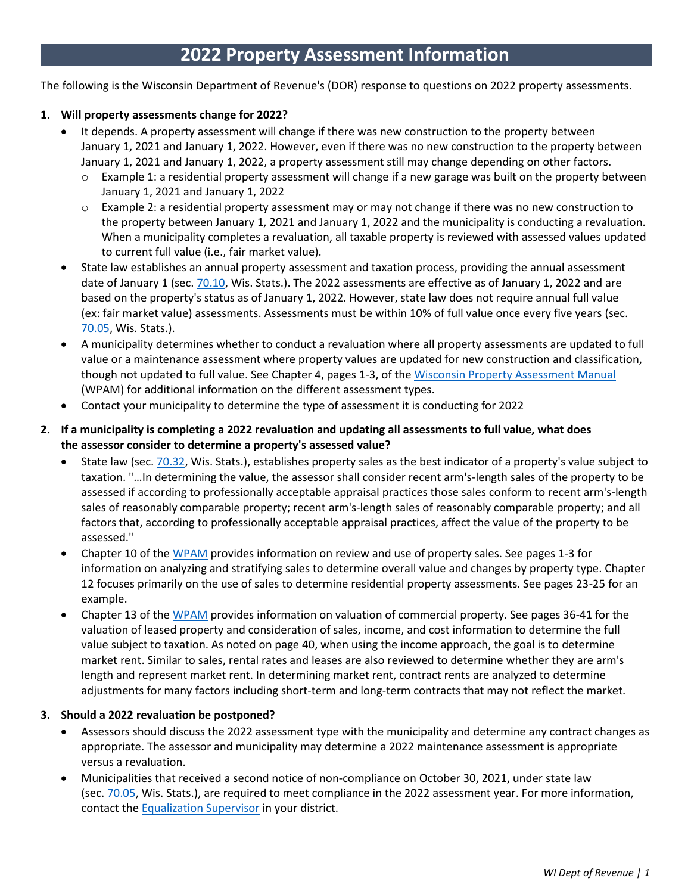# 2022 Property Assessment Information

The following is the Wisconsin Department of Revenue's (DOR) response to questions on 2022 property assessments.

1. **Will property assessments change for 2022?**
   - It depends. A property assessment will change if there was new construction to the property between January 1, 2021 and January 1, 2022. However, even if there was no new construction to the property between January 1, 2021 and January 1, 2022, a property assessment still may change depending on other factors.
     - Example 1: a residential property assessment will change if a new garage was built on the property between January 1, 2021 and January 1, 2022
     - Example 2: a residential property assessment may or may not change if there was no new construction to the property between January 1, 2021 and January 1, 2022 and the municipality is conducting a revaluation. When a municipality completes a revaluation, all taxable property is reviewed with assessed values updated to current full value (i.e., fair market value).
   - State law establishes an annual property assessment and taxation process, providing the annual assessment date of January 1 (sec. 70.10, Wis. Stats.). The 2022 assessments are effective as of January 1, 2022 and are based on the property's status as of January 1, 2022. However, state law does not require annual full value (ex: fair market value) assessments. Assessments must be within 10% of full value once every five years (sec. 70.05, Wis. Stats.).
   - A municipality determines whether to conduct a revaluation where all property assessments are updated to full value or a maintenance assessment where property values are updated for new construction and classification, though not updated to full value. See Chapter 4, pages 1-3, of the Wisconsin Property Assessment Manual (WPAM) for additional information on the different assessment types.
   - Contact your municipality to determine the type of assessment it is conducting for 2022

2. **If a municipality is completing a 2022 revaluation and updating all assessments to full value, what does the assessor consider to determine a property's assessed value?**
   - State law (sec. 70.32, Wis. Stats.), establishes property sales as the best indicator of a property's value subject to taxation. "…In determining the value, the assessor shall consider recent arm's-length sales of the property to be assessed if according to professionally acceptable appraisal practices those sales conform to recent arm's-length sales of reasonably comparable property; recent arm's-length sales of reasonably comparable property; and all factors that, according to professionally acceptable appraisal practices, affect the value of the property to be assessed."
   - Chapter 10 of the WPAM provides information on review and use of property sales. See pages 1-3 for information on analyzing and stratifying sales to determine overall value and changes by property type. Chapter 12 focuses primarily on the use of sales to determine residential property assessments. See pages 23-25 for an example.
   - Chapter 13 of the WPAM provides information on valuation of commercial property. See pages 36-41 for the valuation of leased property and consideration of sales, income, and cost information to determine the full value subject to taxation. As noted on page 40, when using the income approach, the goal is to determine market rent. Similar to sales, rental rates and leases are also reviewed to determine whether they are arm's length and represent market rent. In determining market rent, contract rents are analyzed to determine adjustments for many factors including short-term and long-term contracts that may not reflect the market.

3. **Should a 2022 revaluation be postponed?**
   - Assessors should discuss the 2022 assessment type with the municipality and determine any contract changes as appropriate. The assessor and municipality may determine a 2022 maintenance assessment is appropriate versus a revaluation.
   - Municipalities that received a second notice of non-compliance on October 30, 2021, under state law (sec. 70.05, Wis. Stats.), are required to meet compliance in the 2022 assessment year. For more information, contact the Equalization Supervisor in your district.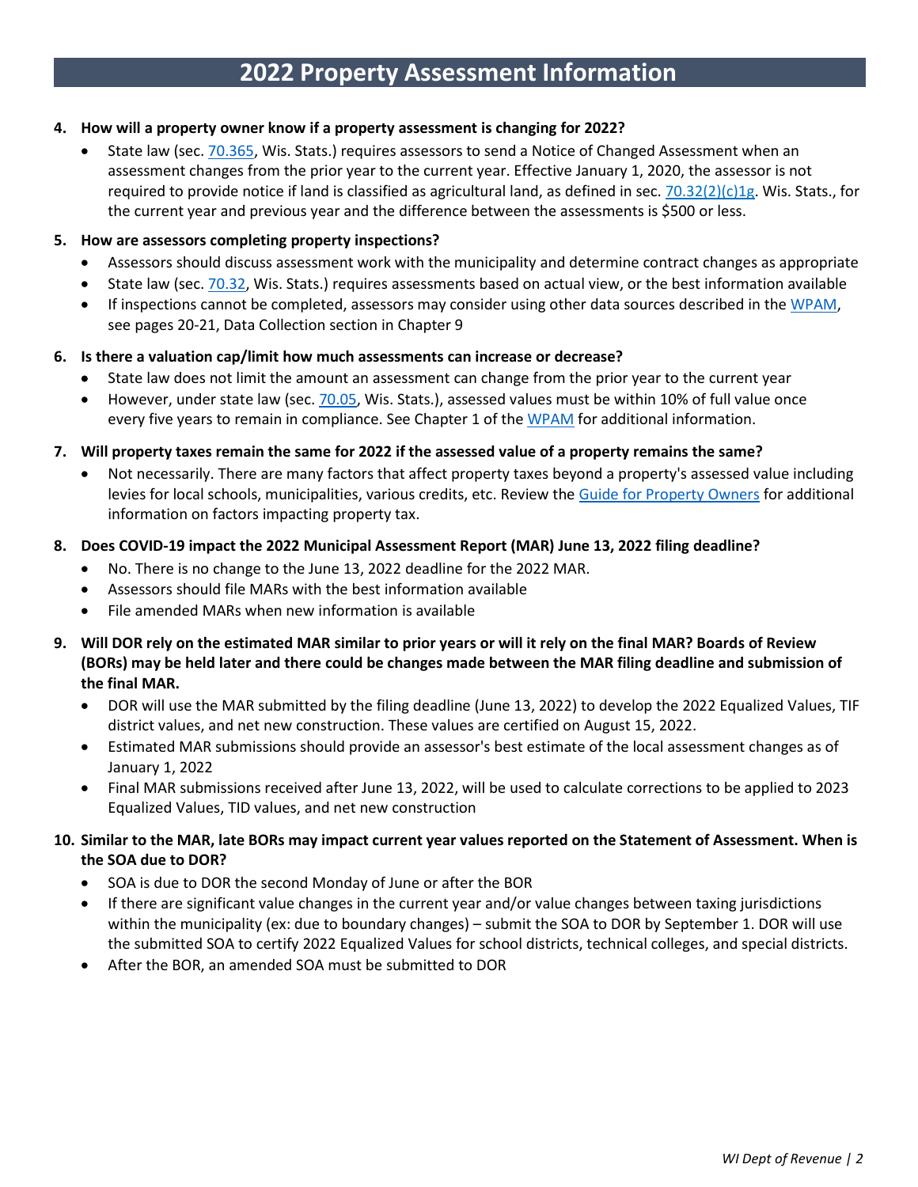# 2022 Property Assessment Information

4. **How will a property owner know if a property assessment is changing for 2022?**
   - State law (sec. 70.365, Wis. Stats.) requires assessors to send a Notice of Changed Assessment when an assessment changes from the prior year to the current year. Effective January 1, 2020, the assessor is not required to provide notice if land is classified as agricultural land, as defined in sec. 70.32(2)(c)1g. Wis. Stats., for the current year and previous year and the difference between the assessments is $500 or less.

5. **How are assessors completing property inspections?**
   - Assessors should discuss assessment work with the municipality and determine contract changes as appropriate
   - State law (sec. 70.32, Wis. Stats.) requires assessments based on actual view, or the best information available
   - If inspections cannot be completed, assessors may consider using other data sources described in the WPAM, see pages 20-21, Data Collection section in Chapter 9

6. **Is there a valuation cap/limit how much assessments can increase or decrease?**
   - State law does not limit the amount an assessment can change from the prior year to the current year
   - However, under state law (sec. 70.05, Wis. Stats.), assessed values must be within 10% of full value once every five years to remain in compliance. See Chapter 1 of the WPAM for additional information.

7. **Will property taxes remain the same for 2022 if the assessed value of a property remains the same?**
   - Not necessarily. There are many factors that affect property taxes beyond a property's assessed value including levies for local schools, municipalities, various credits, etc. Review the Guide for Property Owners for additional information on factors impacting property tax.

8. **Does COVID-19 impact the 2022 Municipal Assessment Report (MAR) June 13, 2022 filing deadline?**
   - No. There is no change to the June 13, 2022 deadline for the 2022 MAR.
   - Assessors should file MARs with the best information available
   - File amended MARs when new information is available

9. **Will DOR rely on the estimated MAR similar to prior years or will it rely on the final MAR? Boards of Review (BORs) may be held later and there could be changes made between the MAR filing deadline and submission of the final MAR.**
   - DOR will use the MAR submitted by the filing deadline (June 13, 2022) to develop the 2022 Equalized Values, TIF district values, and net new construction. These values are certified on August 15, 2022.
   - Estimated MAR submissions should provide an assessor's best estimate of the local assessment changes as of January 1, 2022
   - Final MAR submissions received after June 13, 2022, will be used to calculate corrections to be applied to 2023 Equalized Values, TID values, and net new construction

10. **Similar to the MAR, late BORs may impact current year values reported on the Statement of Assessment. When is the SOA due to DOR?**
    - SOA is due to DOR the second Monday of June or after the BOR
    - If there are significant value changes in the current year and/or value changes between taxing jurisdictions within the municipality (ex: due to boundary changes) – submit the SOA to DOR by September 1. DOR will use the submitted SOA to certify 2022 Equalized Values for school districts, technical colleges, and special districts.
    - After the BOR, an amended SOA must be submitted to DOR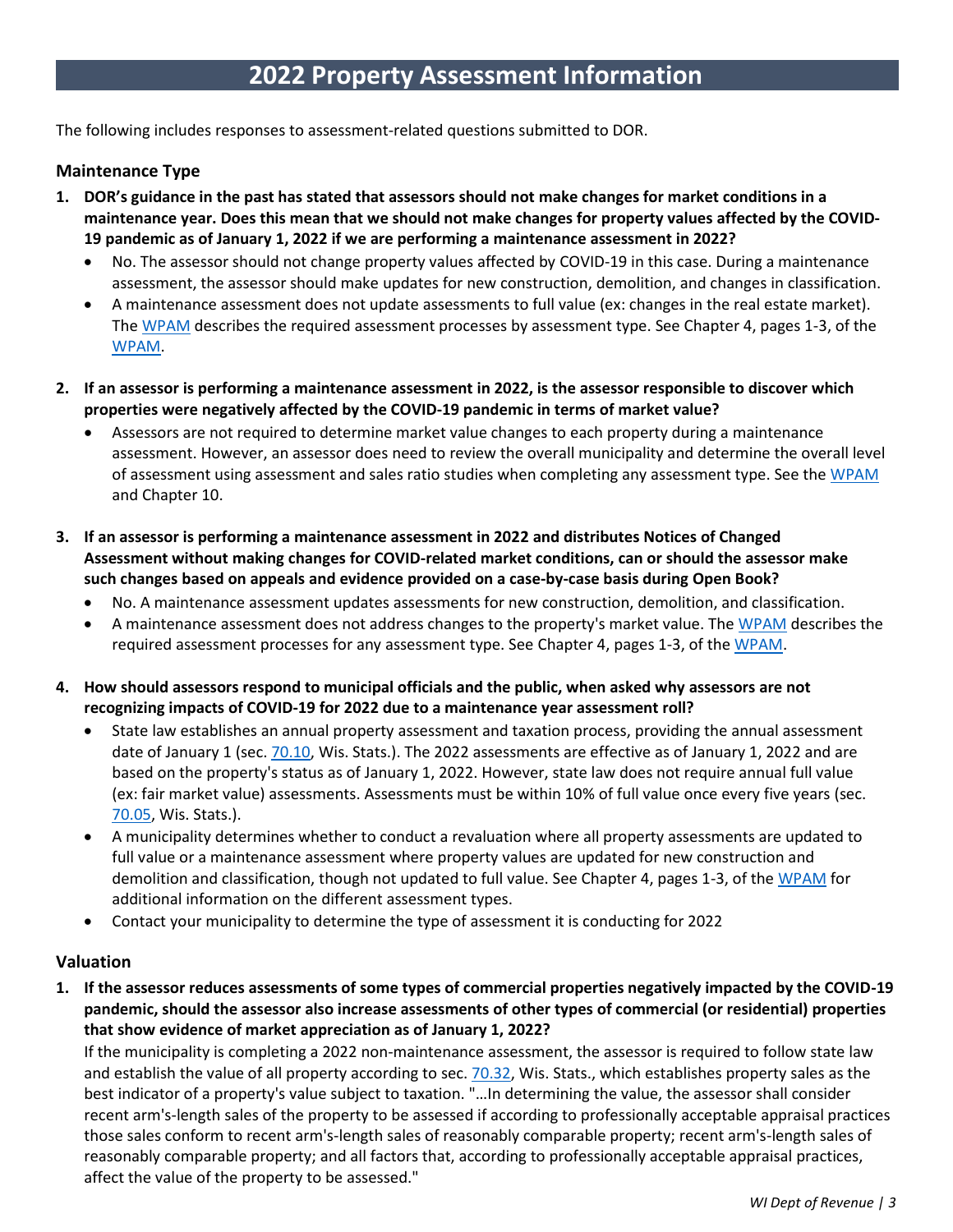# 2022 Property Assessment Information

The following includes responses to assessment-related questions submitted to DOR.

## Maintenance Type

1. **DOR's guidance in the past has stated that assessors should not make changes for market conditions in a maintenance year. Does this mean that we should not make changes for property values affected by the COVID-19 pandemic as of January 1, 2022 if we are performing a maintenance assessment in 2022?**
   - No. The assessor should not change property values affected by COVID-19 in this case. During a maintenance assessment, the assessor should make updates for new construction, demolition, and changes in classification.
   - A maintenance assessment does not update assessments to full value (ex: changes in the real estate market). The WPAM describes the required assessment processes by assessment type. See Chapter 4, pages 1-3, of the WPAM.

2. **If an assessor is performing a maintenance assessment in 2022, is the assessor responsible to discover which properties were negatively affected by the COVID-19 pandemic in terms of market value?**
   - Assessors are not required to determine market value changes to each property during a maintenance assessment. However, an assessor does need to review the overall municipality and determine the overall level of assessment using assessment and sales ratio studies when completing any assessment type. See the WPAM and Chapter 10.

3. **If an assessor is performing a maintenance assessment in 2022 and distributes Notices of Changed Assessment without making changes for COVID-related market conditions, can or should the assessor make such changes based on appeals and evidence provided on a case-by-case basis during Open Book?**
   - No. A maintenance assessment updates assessments for new construction, demolition, and classification.
   - A maintenance assessment does not address changes to the property's market value. The WPAM describes the required assessment processes for any assessment type. See Chapter 4, pages 1-3, of the WPAM.

4. **How should assessors respond to municipal officials and the public, when asked why assessors are not recognizing impacts of COVID-19 for 2022 due to a maintenance year assessment roll?**
   - State law establishes an annual property assessment and taxation process, providing the annual assessment date of January 1 (sec. 70.10, Wis. Stats.). The 2022 assessments are effective as of January 1, 2022 and are based on the property's status as of January 1, 2022. However, state law does not require annual full value (ex: fair market value) assessments. Assessments must be within 10% of full value once every five years (sec. 70.05, Wis. Stats.).
   - A municipality determines whether to conduct a revaluation where all property assessments are updated to full value or a maintenance assessment where property values are updated for new construction and demolition and classification, though not updated to full value. See Chapter 4, pages 1-3, of the WPAM for additional information on the different assessment types.
   - Contact your municipality to determine the type of assessment it is conducting for 2022

## Valuation

1. **If the assessor reduces assessments of some types of commercial properties negatively impacted by the COVID-19 pandemic, should the assessor also increase assessments of other types of commercial (or residential) properties that show evidence of market appreciation as of January 1, 2022?**

   If the municipality is completing a 2022 non-maintenance assessment, the assessor is required to follow state law and establish the value of all property according to sec. 70.32, Wis. Stats., which establishes property sales as the best indicator of a property's value subject to taxation. "…In determining the value, the assessor shall consider recent arm's-length sales of the property to be assessed if according to professionally acceptable appraisal practices those sales conform to recent arm's-length sales of reasonably comparable property; recent arm's-length sales of reasonably comparable property; and all factors that, according to professionally acceptable appraisal practices, affect the value of the property to be assessed."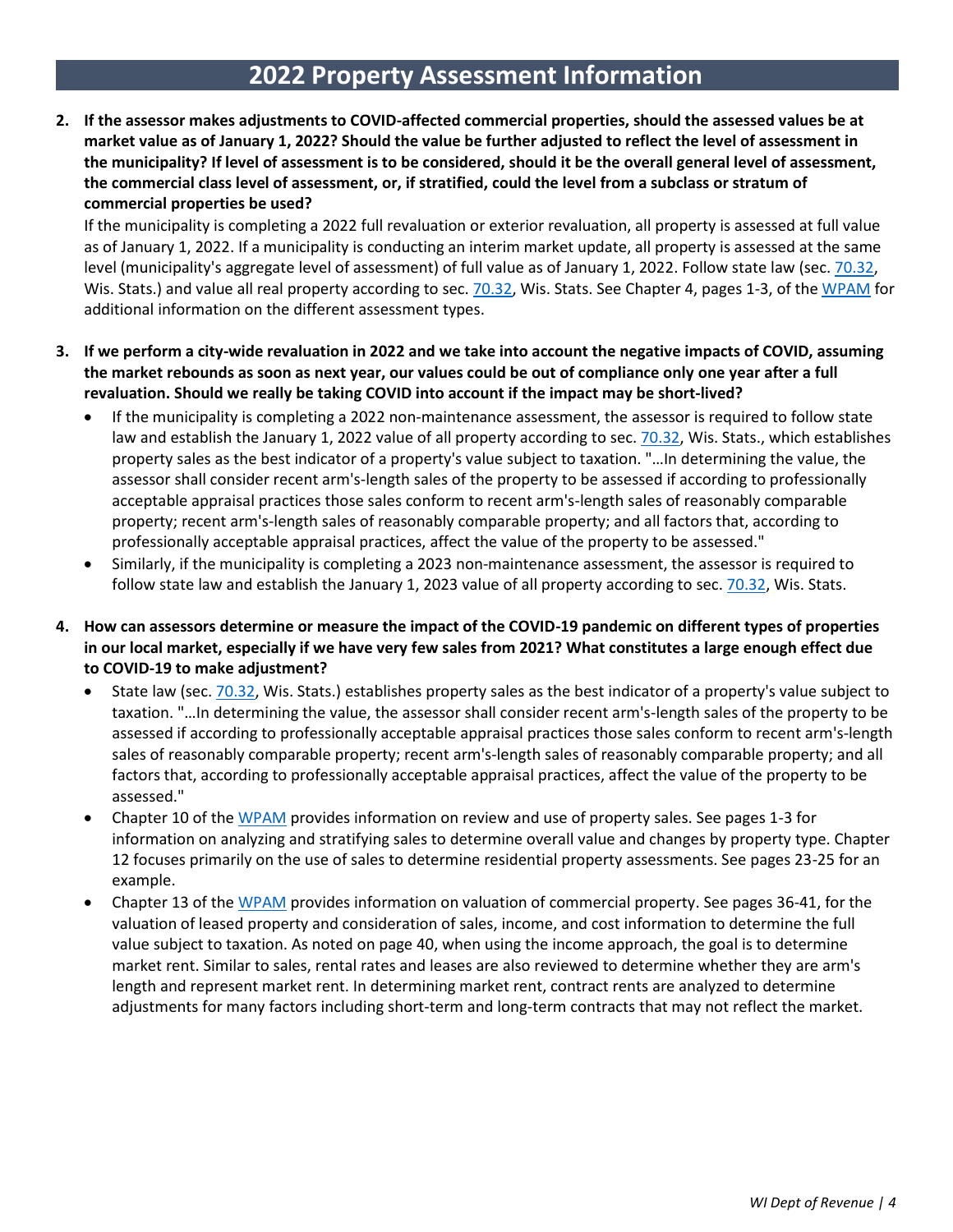# 2022 Property Assessment Information

2. **If the assessor makes adjustments to COVID-affected commercial properties, should the assessed values be at market value as of January 1, 2022? Should the value be further adjusted to reflect the level of assessment in the municipality? If level of assessment is to be considered, should it be the overall general level of assessment, the commercial class level of assessment, or, if stratified, could the level from a subclass or stratum of commercial properties be used?**

   If the municipality is completing a 2022 full revaluation or exterior revaluation, all property is assessed at full value as of January 1, 2022. If a municipality is conducting an interim market update, all property is assessed at the same level (municipality's aggregate level of assessment) of full value as of January 1, 2022. Follow state law (sec. 70.32, Wis. Stats.) and value all real property according to sec. 70.32, Wis. Stats. See Chapter 4, pages 1-3, of the WPAM for additional information on the different assessment types.

3. **If we perform a city-wide revaluation in 2022 and we take into account the negative impacts of COVID, assuming the market rebounds as soon as next year, our values could be out of compliance only one year after a full revaluation. Should we really be taking COVID into account if the impact may be short-lived?**

   - If the municipality is completing a 2022 non-maintenance assessment, the assessor is required to follow state law and establish the January 1, 2022 value of all property according to sec. 70.32, Wis. Stats., which establishes property sales as the best indicator of a property's value subject to taxation. "…In determining the value, the assessor shall consider recent arm's-length sales of the property to be assessed if according to professionally acceptable appraisal practices those sales conform to recent arm's-length sales of reasonably comparable property; recent arm's-length sales of reasonably comparable property; and all factors that, according to professionally acceptable appraisal practices, affect the value of the property to be assessed."
   - Similarly, if the municipality is completing a 2023 non-maintenance assessment, the assessor is required to follow state law and establish the January 1, 2023 value of all property according to sec. 70.32, Wis. Stats.

4. **How can assessors determine or measure the impact of the COVID-19 pandemic on different types of properties in our local market, especially if we have very few sales from 2021? What constitutes a large enough effect due to COVID-19 to make adjustment?**

   - State law (sec. 70.32, Wis. Stats.) establishes property sales as the best indicator of a property's value subject to taxation. "…In determining the value, the assessor shall consider recent arm's-length sales of the property to be assessed if according to professionally acceptable appraisal practices those sales conform to recent arm's-length sales of reasonably comparable property; recent arm's-length sales of reasonably comparable property; and all factors that, according to professionally acceptable appraisal practices, affect the value of the property to be assessed."
   - Chapter 10 of the WPAM provides information on review and use of property sales. See pages 1-3 for information on analyzing and stratifying sales to determine overall value and changes by property type. Chapter 12 focuses primarily on the use of sales to determine residential property assessments. See pages 23-25 for an example.
   - Chapter 13 of the WPAM provides information on valuation of commercial property. See pages 36-41, for the valuation of leased property and consideration of sales, income, and cost information to determine the full value subject to taxation. As noted on page 40, when using the income approach, the goal is to determine market rent. Similar to sales, rental rates and leases are also reviewed to determine whether they are arm's length and represent market rent. In determining market rent, contract rents are analyzed to determine adjustments for many factors including short-term and long-term contracts that may not reflect the market.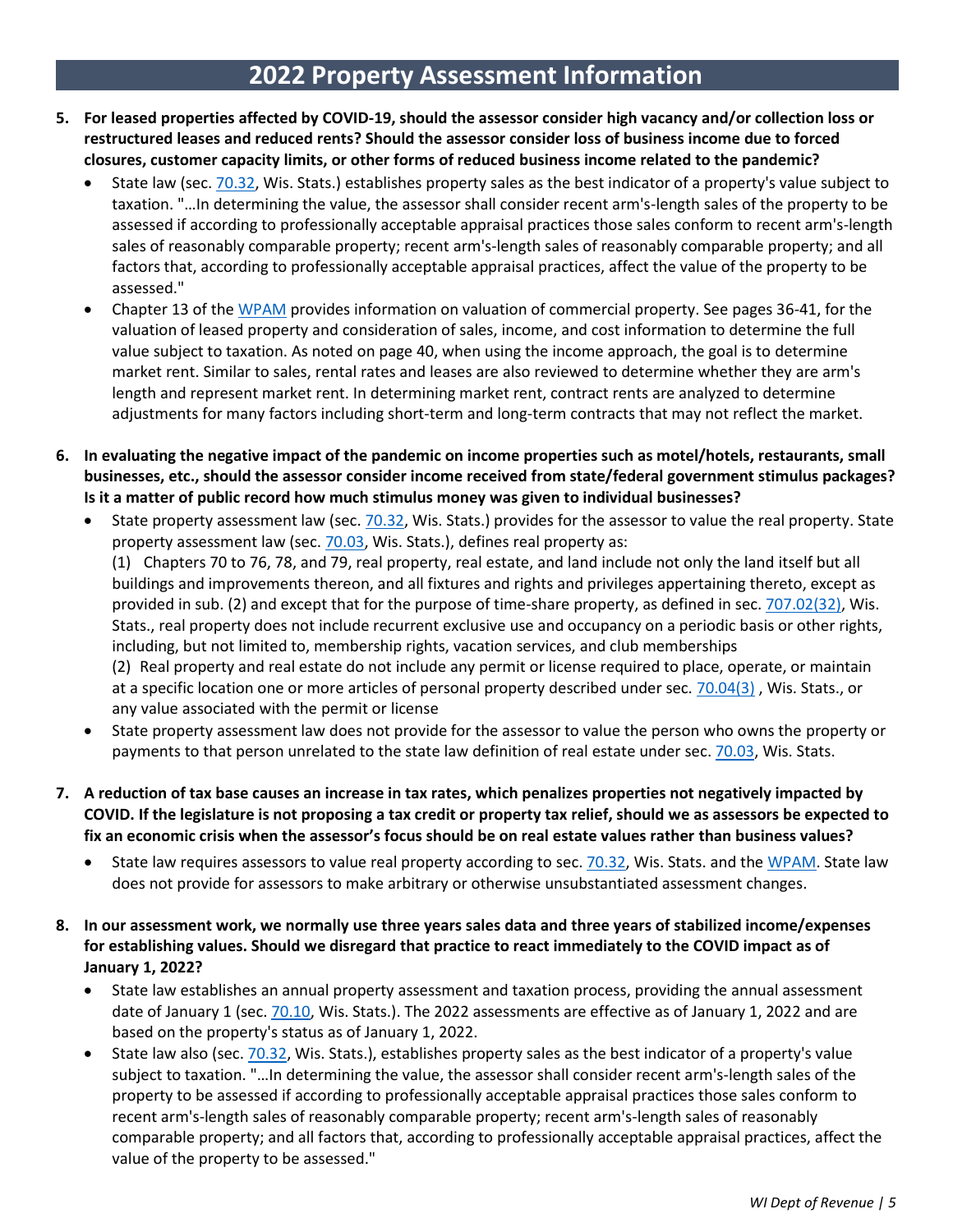# 2022 Property Assessment Information

5. **For leased properties affected by COVID-19, should the assessor consider high vacancy and/or collection loss or restructured leases and reduced rents? Should the assessor consider loss of business income due to forced closures, customer capacity limits, or other forms of reduced business income related to the pandemic?**
   - State law (sec. 70.32, Wis. Stats.) establishes property sales as the best indicator of a property's value subject to taxation. "…In determining the value, the assessor shall consider recent arm's-length sales of the property to be assessed if according to professionally acceptable appraisal practices those sales conform to recent arm's-length sales of reasonably comparable property; recent arm's-length sales of reasonably comparable property; and all factors that, according to professionally acceptable appraisal practices, affect the value of the property to be assessed."
   - Chapter 13 of the WPAM provides information on valuation of commercial property. See pages 36-41, for the valuation of leased property and consideration of sales, income, and cost information to determine the full value subject to taxation. As noted on page 40, when using the income approach, the goal is to determine market rent. Similar to sales, rental rates and leases are also reviewed to determine whether they are arm's length and represent market rent. In determining market rent, contract rents are analyzed to determine adjustments for many factors including short-term and long-term contracts that may not reflect the market.

6. **In evaluating the negative impact of the pandemic on income properties such as motel/hotels, restaurants, small businesses, etc., should the assessor consider income received from state/federal government stimulus packages? Is it a matter of public record how much stimulus money was given to individual businesses?**
   - State property assessment law (sec. 70.32, Wis. Stats.) provides for the assessor to value the real property. State property assessment law (sec. 70.03, Wis. Stats.), defines real property as:
     (1) Chapters 70 to 76, 78, and 79, real property, real estate, and land include not only the land itself but all buildings and improvements thereon, and all fixtures and rights and privileges appertaining thereto, except as provided in sub. (2) and except that for the purpose of time-share property, as defined in sec. 707.02(32), Wis. Stats., real property does not include recurrent exclusive use and occupancy on a periodic basis or other rights, including, but not limited to, membership rights, vacation services, and club memberships
     (2) Real property and real estate do not include any permit or license required to place, operate, or maintain at a specific location one or more articles of personal property described under sec. 70.04(3) , Wis. Stats., or any value associated with the permit or license
   - State property assessment law does not provide for the assessor to value the person who owns the property or payments to that person unrelated to the state law definition of real estate under sec. 70.03, Wis. Stats.

7. **A reduction of tax base causes an increase in tax rates, which penalizes properties not negatively impacted by COVID. If the legislature is not proposing a tax credit or property tax relief, should we as assessors be expected to fix an economic crisis when the assessor's focus should be on real estate values rather than business values?**
   - State law requires assessors to value real property according to sec. 70.32, Wis. Stats. and the WPAM. State law does not provide for assessors to make arbitrary or otherwise unsubstantiated assessment changes.

8. **In our assessment work, we normally use three years sales data and three years of stabilized income/expenses for establishing values. Should we disregard that practice to react immediately to the COVID impact as of January 1, 2022?**
   - State law establishes an annual property assessment and taxation process, providing the annual assessment date of January 1 (sec. 70.10, Wis. Stats.). The 2022 assessments are effective as of January 1, 2022 and are based on the property's status as of January 1, 2022.
   - State law also (sec. 70.32, Wis. Stats.), establishes property sales as the best indicator of a property's value subject to taxation. "…In determining the value, the assessor shall consider recent arm's-length sales of the property to be assessed if according to professionally acceptable appraisal practices those sales conform to recent arm's-length sales of reasonably comparable property; recent arm's-length sales of reasonably comparable property; and all factors that, according to professionally acceptable appraisal practices, affect the value of the property to be assessed."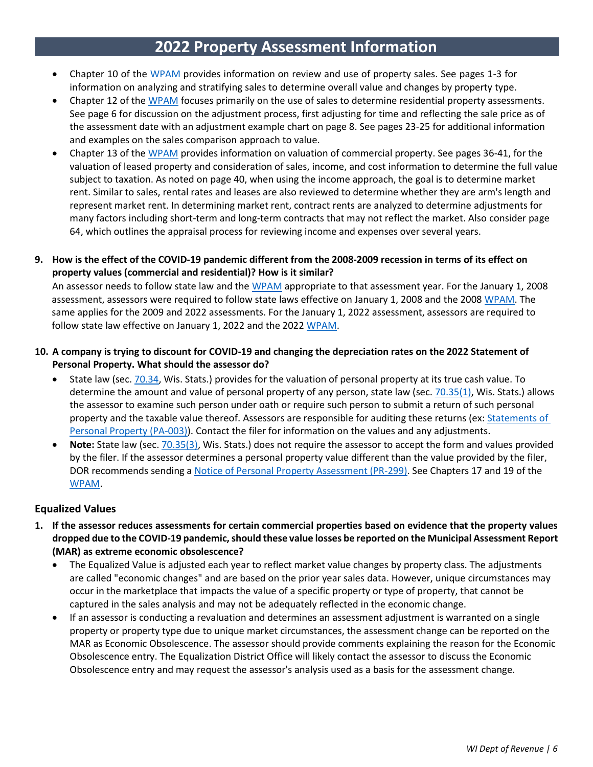# 2022 Property Assessment Information

- Chapter 10 of the WPAM provides information on review and use of property sales. See pages 1-3 for information on analyzing and stratifying sales to determine overall value and changes by property type.
- Chapter 12 of the WPAM focuses primarily on the use of sales to determine residential property assessments. See page 6 for discussion on the adjustment process, first adjusting for time and reflecting the sale price as of the assessment date with an adjustment example chart on page 8. See pages 23-25 for additional information and examples on the sales comparison approach to value.
- Chapter 13 of the WPAM provides information on valuation of commercial property. See pages 36-41, for the valuation of leased property and consideration of sales, income, and cost information to determine the full value subject to taxation. As noted on page 40, when using the income approach, the goal is to determine market rent. Similar to sales, rental rates and leases are also reviewed to determine whether they are arm's length and represent market rent. In determining market rent, contract rents are analyzed to determine adjustments for many factors including short-term and long-term contracts that may not reflect the market. Also consider page 64, which outlines the appraisal process for reviewing income and expenses over several years.

**9. How is the effect of the COVID-19 pandemic different from the 2008-2009 recession in terms of its effect on property values (commercial and residential)? How is it similar?**

An assessor needs to follow state law and the WPAM appropriate to that assessment year. For the January 1, 2008 assessment, assessors were required to follow state laws effective on January 1, 2008 and the 2008 WPAM. The same applies for the 2009 and 2022 assessments. For the January 1, 2022 assessment, assessors are required to follow state law effective on January 1, 2022 and the 2022 WPAM.

**10. A company is trying to discount for COVID-19 and changing the depreciation rates on the 2022 Statement of Personal Property. What should the assessor do?**

- State law (sec. 70.34, Wis. Stats.) provides for the valuation of personal property at its true cash value. To determine the amount and value of personal property of any person, state law (sec. 70.35(1), Wis. Stats.) allows the assessor to examine such person under oath or require such person to submit a return of such personal property and the taxable value thereof. Assessors are responsible for auditing these returns (ex: Statements of Personal Property (PA-003)). Contact the filer for information on the values and any adjustments.
- **Note:** State law (sec. 70.35(3), Wis. Stats.) does not require the assessor to accept the form and values provided by the filer. If the assessor determines a personal property value different than the value provided by the filer, DOR recommends sending a Notice of Personal Property Assessment (PR-299). See Chapters 17 and 19 of the WPAM.

## Equalized Values

**1. If the assessor reduces assessments for certain commercial properties based on evidence that the property values dropped due to the COVID-19 pandemic, should these value losses be reported on the Municipal Assessment Report (MAR) as extreme economic obsolescence?**

- The Equalized Value is adjusted each year to reflect market value changes by property class. The adjustments are called "economic changes" and are based on the prior year sales data. However, unique circumstances may occur in the marketplace that impacts the value of a specific property or type of property, that cannot be captured in the sales analysis and may not be adequately reflected in the economic change.
- If an assessor is conducting a revaluation and determines an assessment adjustment is warranted on a single property or property type due to unique market circumstances, the assessment change can be reported on the MAR as Economic Obsolescence. The assessor should provide comments explaining the reason for the Economic Obsolescence entry. The Equalization District Office will likely contact the assessor to discuss the Economic Obsolescence entry and may request the assessor's analysis used as a basis for the assessment change.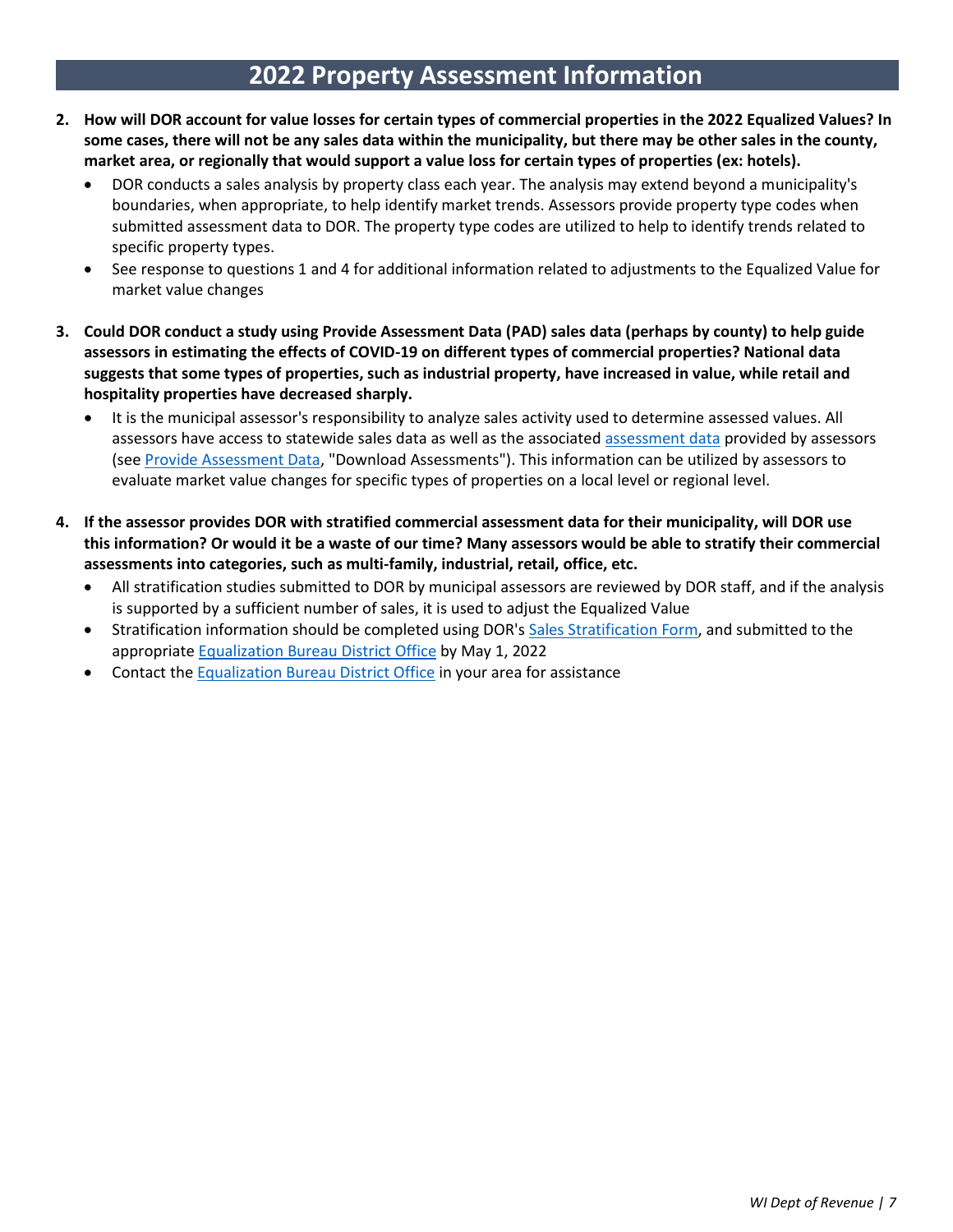# 2022 Property Assessment Information

2. **How will DOR account for value losses for certain types of commercial properties in the 2022 Equalized Values? In some cases, there will not be any sales data within the municipality, but there may be other sales in the county, market area, or regionally that would support a value loss for certain types of properties (ex: hotels).**
   - DOR conducts a sales analysis by property class each year. The analysis may extend beyond a municipality's boundaries, when appropriate, to help identify market trends. Assessors provide property type codes when submitted assessment data to DOR. The property type codes are utilized to help to identify trends related to specific property types.
   - See response to questions 1 and 4 for additional information related to adjustments to the Equalized Value for market value changes

3. **Could DOR conduct a study using Provide Assessment Data (PAD) sales data (perhaps by county) to help guide assessors in estimating the effects of COVID-19 on different types of commercial properties? National data suggests that some types of properties, such as industrial property, have increased in value, while retail and hospitality properties have decreased sharply.**
   - It is the municipal assessor's responsibility to analyze sales activity used to determine assessed values. All assessors have access to statewide sales data as well as the associated assessment data provided by assessors (see Provide Assessment Data, "Download Assessments"). This information can be utilized by assessors to evaluate market value changes for specific types of properties on a local level or regional level.

4. **If the assessor provides DOR with stratified commercial assessment data for their municipality, will DOR use this information? Or would it be a waste of our time? Many assessors would be able to stratify their commercial assessments into categories, such as multi-family, industrial, retail, office, etc.**
   - All stratification studies submitted to DOR by municipal assessors are reviewed by DOR staff, and if the analysis is supported by a sufficient number of sales, it is used to adjust the Equalized Value
   - Stratification information should be completed using DOR's Sales Stratification Form, and submitted to the appropriate Equalization Bureau District Office by May 1, 2022
   - Contact the Equalization Bureau District Office in your area for assistance